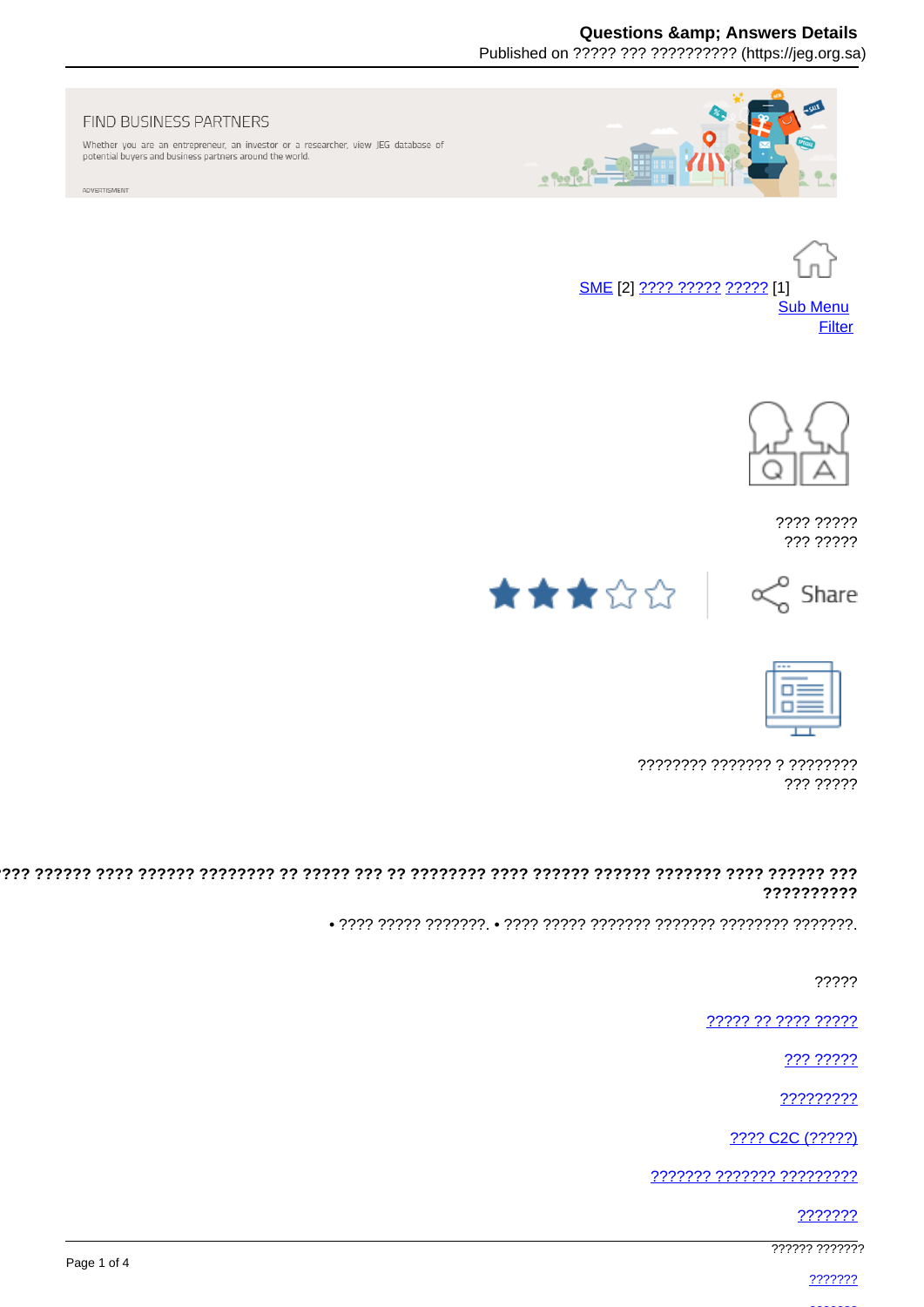FIND BUSINESS PARTNERS

Whether you are an entrepreneur, an investor or a researcher, view JEG database of potential buyers and business partners around the world.

ADVERTISMENT

SME [2] ???? ????? ????? [1]

Sub Menu

Filter

???? ?????
??? ?????

Share

???????? ??????? ? ????????
??? ?????

**???? ?????? ???? ?????? ???????? ?? ????? ??? ?? ???????? ???? ?????? ?????? ??????? ???? ?????? ??? ??????????**

• ???? ????? ???????. • ???? ????? ??????? ??????? ???????? ???????.

?????

????? ?? ???? ?????

??? ?????

?????????

???? C2C (?????)

??????? ??????? ?????????

???????

?????? ???????

???????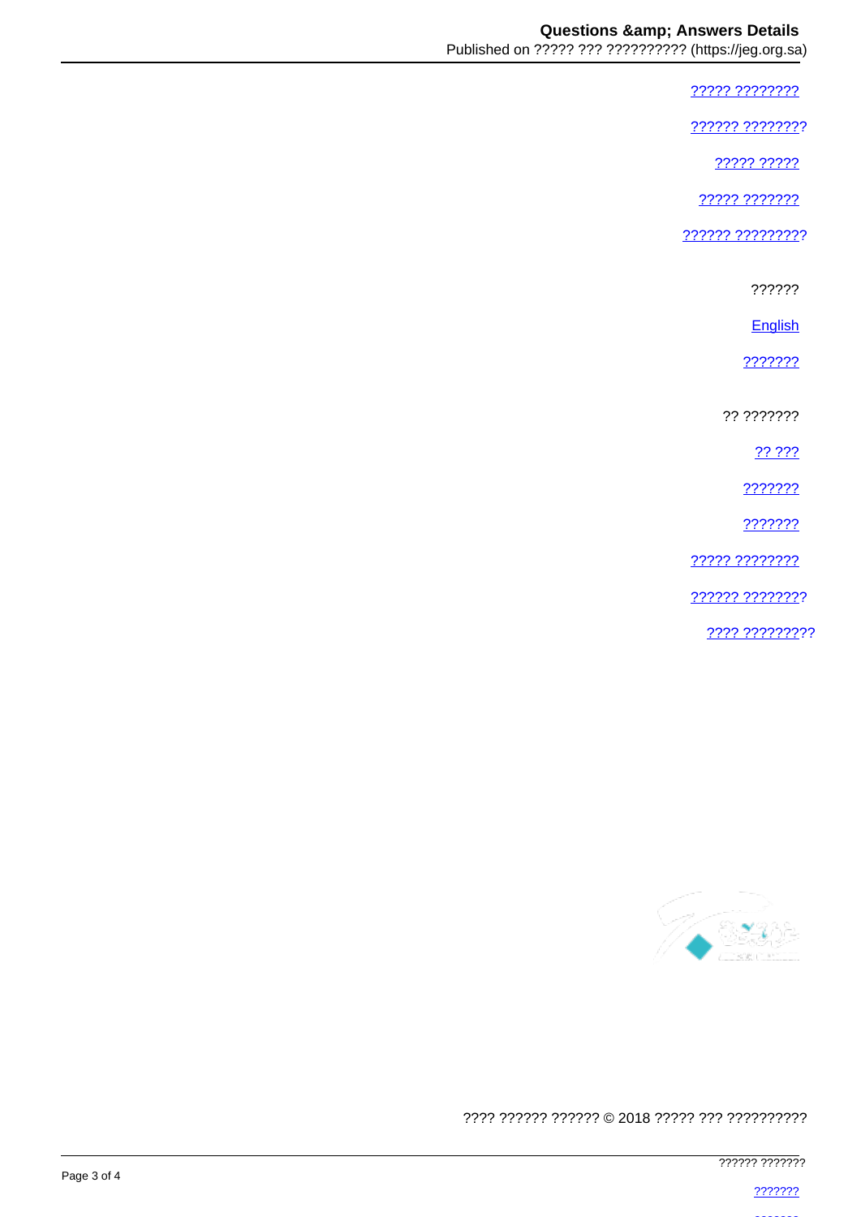????? ????????

?????? ????????

????? ?????

????? ???????

?????? ?????????

??????

English

???????

?? ???????

?? ???

???????

???????

????? ????????

?????? ????????

???? ?????????

???? ?????? ?????? © 2018 ????? ??? ??????????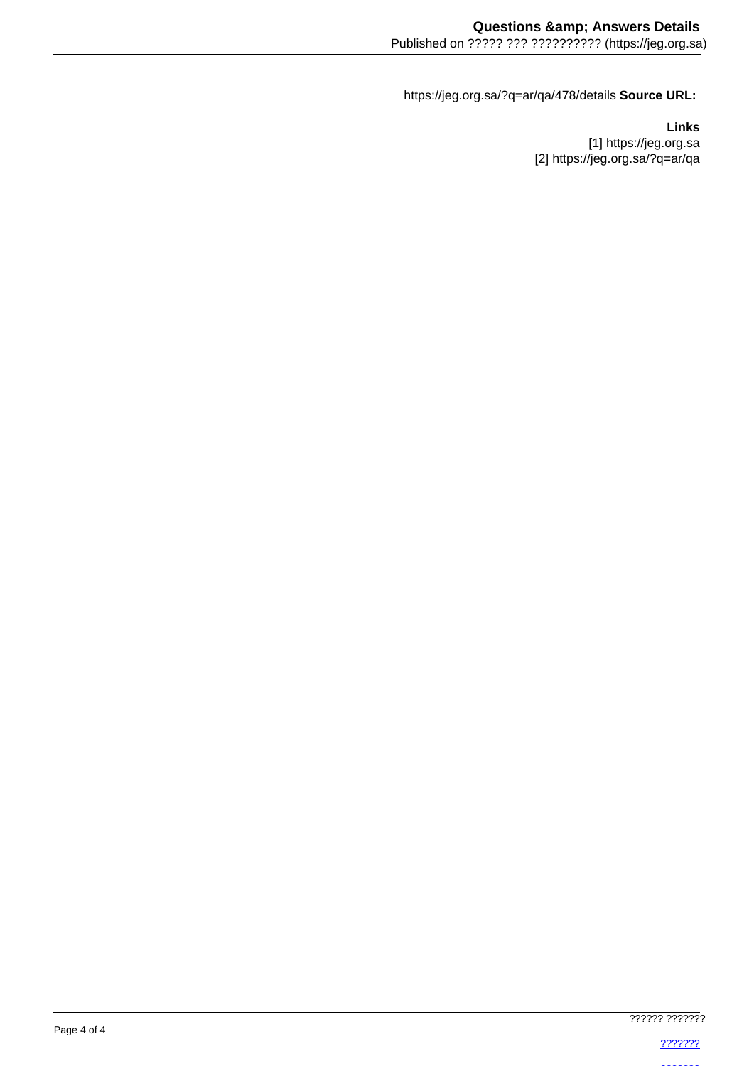https://jeg.org.sa/?q=ar/qa/478/details **Source URL:**

**Links**

[1] https://jeg.org.sa
[2] https://jeg.org.sa/?q=ar/qa